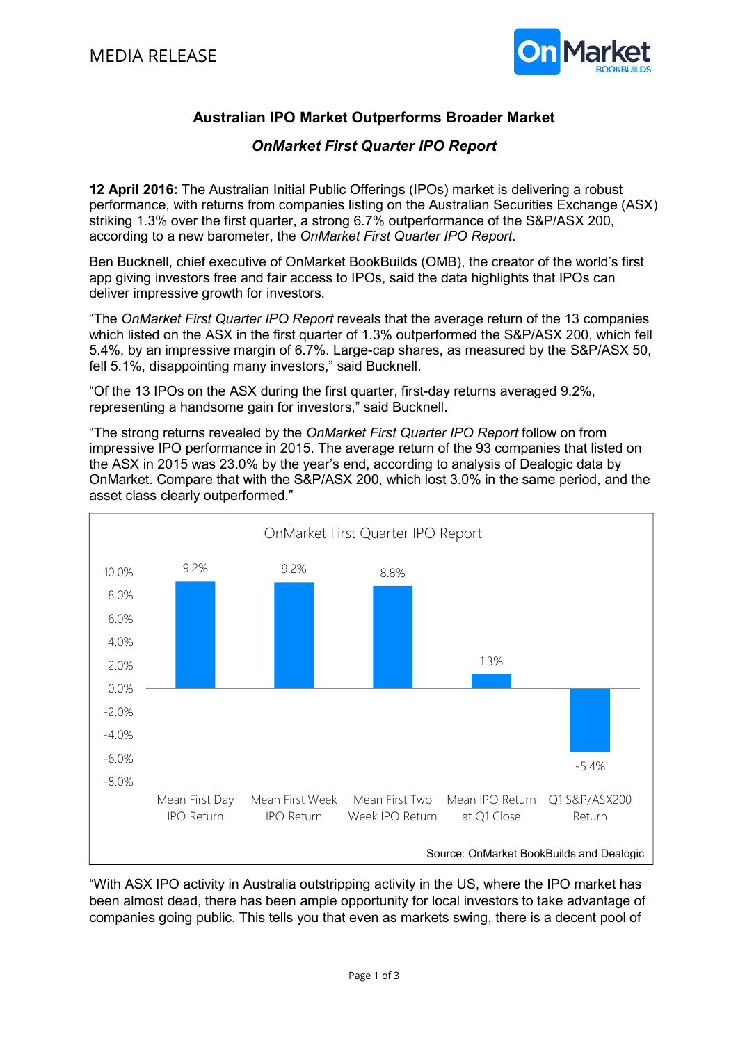MEDIA RELEASE

## Australian IPO Market Outperforms Broader Market

### *OnMarket First Quarter IPO Report*

**12 April 2016:** The Australian Initial Public Offerings (IPOs) market is delivering a robust performance, with returns from companies listing on the Australian Securities Exchange (ASX) striking 1.3% over the first quarter, a strong 6.7% outperformance of the S&P/ASX 200, according to a new barometer, the *OnMarket First Quarter IPO Report*.

Ben Bucknell, chief executive of OnMarket BookBuilds (OMB), the creator of the world's first app giving investors free and fair access to IPOs, said the data highlights that IPOs can deliver impressive growth for investors.

"The *OnMarket First Quarter IPO Report* reveals that the average return of the 13 companies which listed on the ASX in the first quarter of 1.3% outperformed the S&P/ASX 200, which fell 5.4%, by an impressive margin of 6.7%. Large-cap shares, as measured by the S&P/ASX 50, fell 5.1%, disappointing many investors," said Bucknell.

"Of the 13 IPOs on the ASX during the first quarter, first-day returns averaged 9.2%, representing a handsome gain for investors," said Bucknell.

"The strong returns revealed by the *OnMarket First Quarter IPO Report* follow on from impressive IPO performance in 2015. The average return of the 93 companies that listed on the ASX in 2015 was 23.0% by the year's end, according to analysis of Dealogic data by OnMarket. Compare that with the S&P/ASX 200, which lost 3.0% in the same period, and the asset class clearly outperformed."

**OnMarket First Quarter IPO Report**

| Measure | Return |
|---|---|
| Mean First Day IPO Return | 9.2% |
| Mean First Week IPO Return | 9.2% |
| Mean First Two Week IPO Return | 8.8% |
| Mean IPO Return at Q1 Close | 1.3% |
| Q1 S&P/ASX200 Return | -5.4% |

Source: OnMarket BookBuilds and Dealogic

"With ASX IPO activity in Australia outstripping activity in the US, where the IPO market has been almost dead, there has been ample opportunity for local investors to take advantage of companies going public. This tells you that even as markets swing, there is a decent pool of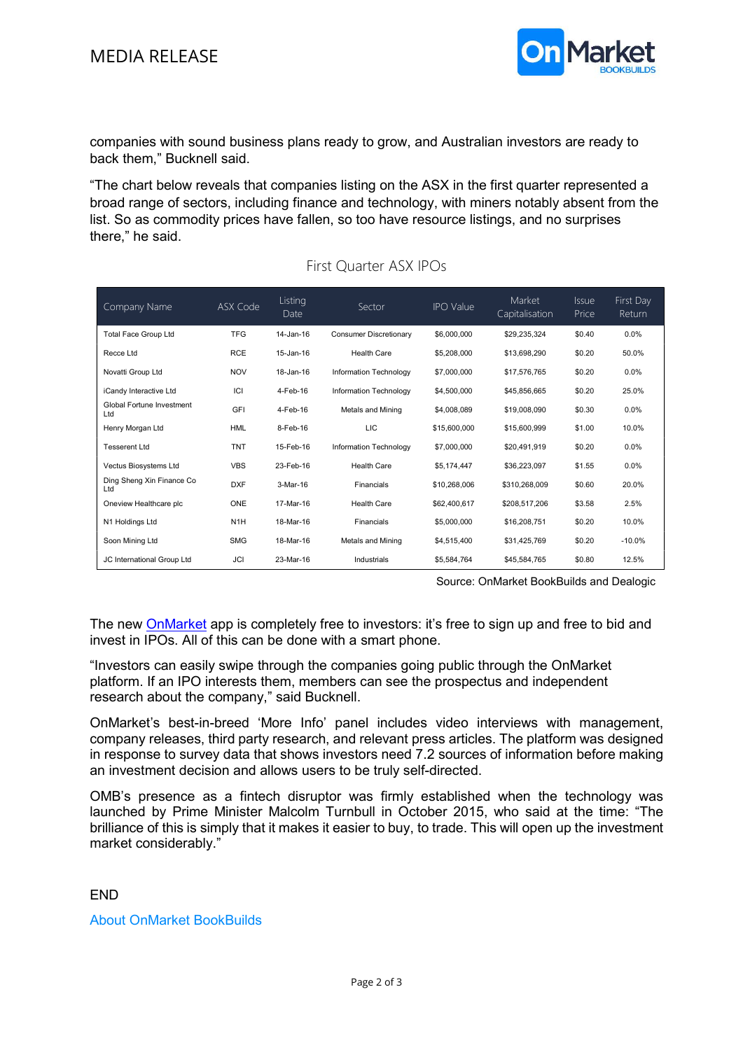companies with sound business plans ready to grow, and Australian investors are ready to back them," Bucknell said.

"The chart below reveals that companies listing on the ASX in the first quarter represented a broad range of sectors, including finance and technology, with miners notably absent from the list. So as commodity prices have fallen, so too have resource listings, and no surprises there," he said.

First Quarter ASX IPOs

| Company Name | ASX Code | Listing Date | Sector | IPO Value | Market Capitalisation | Issue Price | First Day Return |
|---|---|---|---|---|---|---|---|
| Total Face Group Ltd | TFG | 14-Jan-16 | Consumer Discretionary | $6,000,000 | $29,235,324 | $0.40 | 0.0% |
| Recce Ltd | RCE | 15-Jan-16 | Health Care | $5,208,000 | $13,698,290 | $0.20 | 50.0% |
| Novatti Group Ltd | NOV | 18-Jan-16 | Information Technology | $7,000,000 | $17,576,765 | $0.20 | 0.0% |
| iCandy Interactive Ltd | ICI | 4-Feb-16 | Information Technology | $4,500,000 | $45,856,665 | $0.20 | 25.0% |
| Global Fortune Investment Ltd | GFI | 4-Feb-16 | Metals and Mining | $4,008,089 | $19,008,090 | $0.30 | 0.0% |
| Henry Morgan Ltd | HML | 8-Feb-16 | LIC | $15,600,000 | $15,600,999 | $1.00 | 10.0% |
| Tesserent Ltd | TNT | 15-Feb-16 | Information Technology | $7,000,000 | $20,491,919 | $0.20 | 0.0% |
| Vectus Biosystems Ltd | VBS | 23-Feb-16 | Health Care | $5,174,447 | $36,223,097 | $1.55 | 0.0% |
| Ding Sheng Xin Finance Co Ltd | DXF | 3-Mar-16 | Financials | $10,268,006 | $310,268,009 | $0.60 | 20.0% |
| Oneview Healthcare plc | ONE | 17-Mar-16 | Health Care | $62,400,617 | $208,517,206 | $3.58 | 2.5% |
| N1 Holdings Ltd | N1H | 18-Mar-16 | Financials | $5,000,000 | $16,208,751 | $0.20 | 10.0% |
| Soon Mining Ltd | SMG | 18-Mar-16 | Metals and Mining | $4,515,400 | $31,425,769 | $0.20 | -10.0% |
| JC International Group Ltd | JCI | 23-Mar-16 | Industrials | $5,584,764 | $45,584,765 | $0.80 | 12.5% |

Source: OnMarket BookBuilds and Dealogic

The new OnMarket app is completely free to investors: it's free to sign up and free to bid and invest in IPOs. All of this can be done with a smart phone.

"Investors can easily swipe through the companies going public through the OnMarket platform. If an IPO interests them, members can see the prospectus and independent research about the company," said Bucknell.

OnMarket's best-in-breed 'More Info' panel includes video interviews with management, company releases, third party research, and relevant press articles. The platform was designed in response to survey data that shows investors need 7.2 sources of information before making an investment decision and allows users to be truly self-directed.

OMB's presence as a fintech disruptor was firmly established when the technology was launched by Prime Minister Malcolm Turnbull in October 2015, who said at the time: "The brilliance of this is simply that it makes it easier to buy, to trade. This will open up the investment market considerably."

END

About OnMarket BookBuilds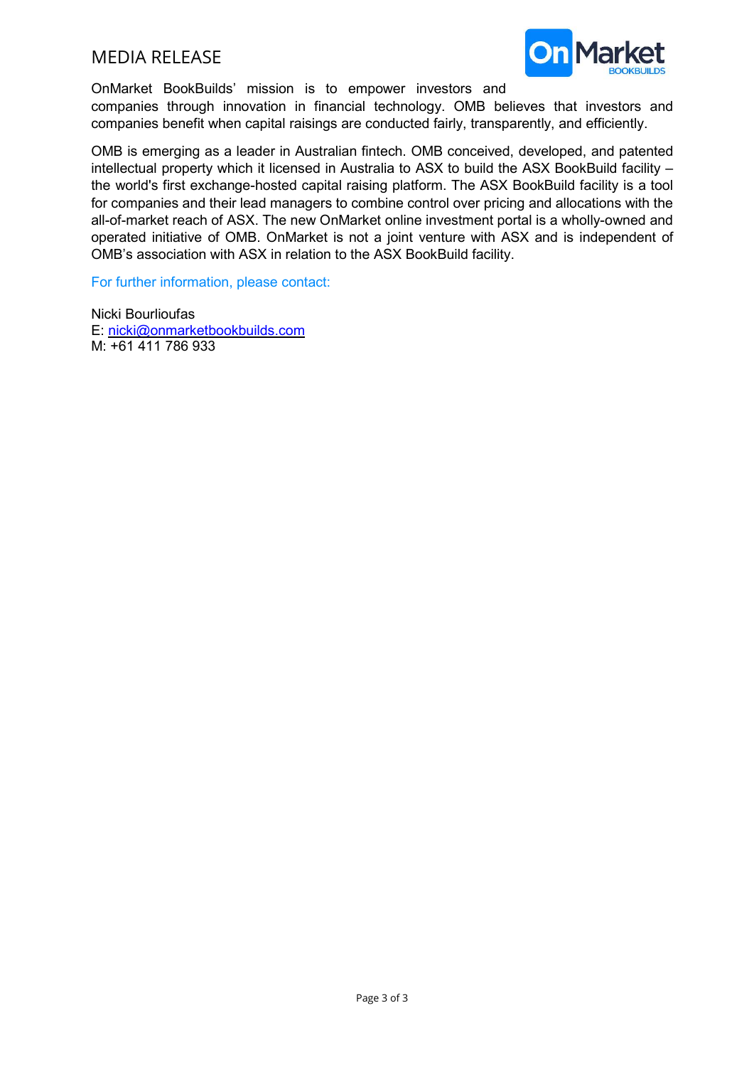OnMarket BookBuilds' mission is to empower investors and companies through innovation in financial technology. OMB believes that investors and companies benefit when capital raisings are conducted fairly, transparently, and efficiently.

OMB is emerging as a leader in Australian fintech. OMB conceived, developed, and patented intellectual property which it licensed in Australia to ASX to build the ASX BookBuild facility – the world's first exchange-hosted capital raising platform. The ASX BookBuild facility is a tool for companies and their lead managers to combine control over pricing and allocations with the all-of-market reach of ASX. The new OnMarket online investment portal is a wholly-owned and operated initiative of OMB. OnMarket is not a joint venture with ASX and is independent of OMB's association with ASX in relation to the ASX BookBuild facility.

For further information, please contact:

Nicki Bourlioufas
E: nicki@onmarketbookbuilds.com
M: +61 411 786 933